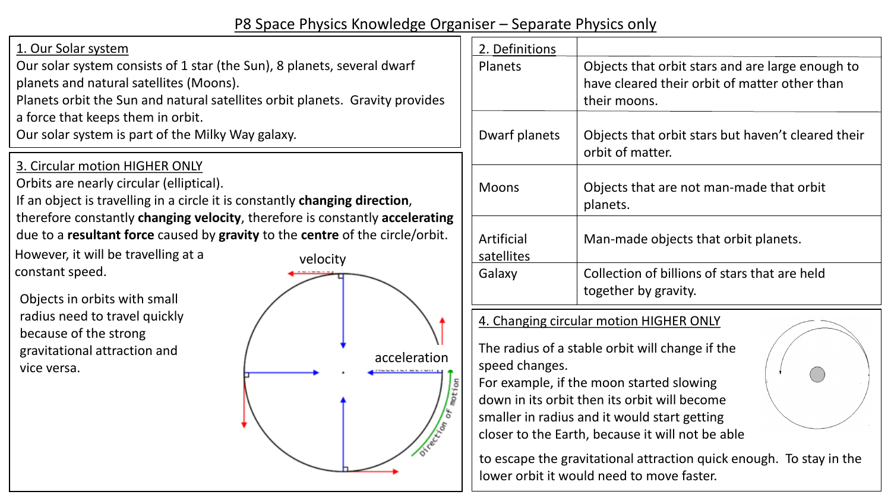# P8 Space Physics Knowledge Organiser – Separate Physics only

## 1. Our Solar system

Our solar system consists of 1 star (the Sun), 8 planets, several dwarf planets and natural satellites (Moons).

Planets orbit the Sun and natural satellites orbit planets. Gravity provides a force that keeps them in orbit.

Our solar system is part of the Milky Way galaxy.

## 3. Circular motion HIGHER ONLY

Orbits are nearly circular (elliptical).

If an object is travelling in a circle it is constantly **changing direction**, therefore constantly **changing velocity**, therefore is constantly **accelerating** due to a **resultant force** caused by **gravity** to the **centre** of the circle/orbit.

However, it will be travelling at a constant speed.

Objects in orbits with small radius need to travel quickly because of the strong gravitational attraction and vice versa.

velocity

acceleration

Direction of motion

## 2. Definitions

| 2. Definitions | |
|---|---|
| Planets | Objects that orbit stars and are large enough to have cleared their orbit of matter other than their moons. |
| Dwarf planets | Objects that orbit stars but haven't cleared their orbit of matter. |
| Moons | Objects that are not man-made that orbit planets. |
| Artificial satellites | Man-made objects that orbit planets. |
| Galaxy | Collection of billions of stars that are held together by gravity. |

## 4. Changing circular motion HIGHER ONLY

The radius of a stable orbit will change if the speed changes.

For example, if the moon started slowing down in its orbit then its orbit will become smaller in radius and it would start getting closer to the Earth, because it will not be able to escape the gravitational attraction quick enough. To stay in the lower orbit it would need to move faster.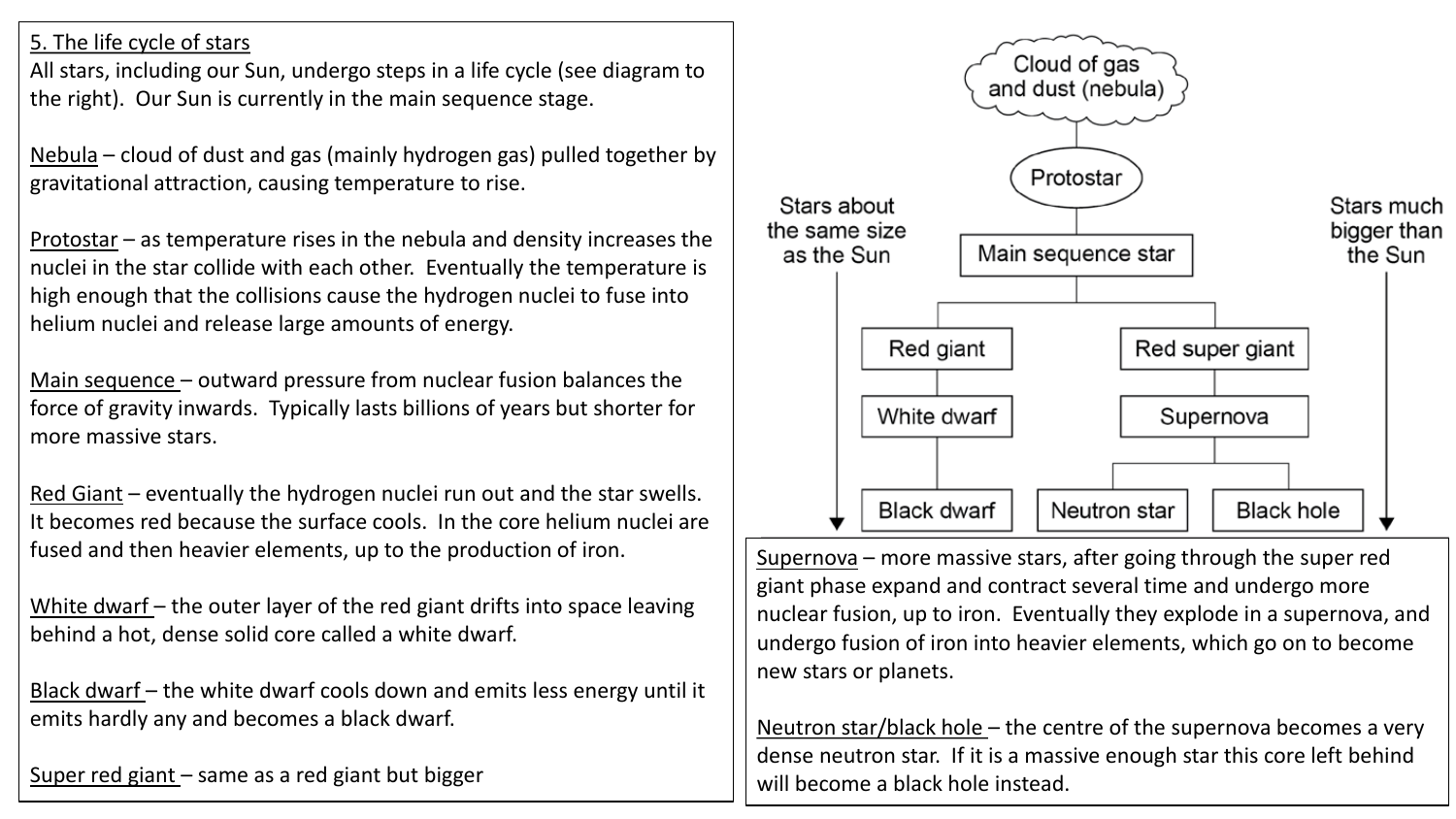## 5. The life cycle of stars

All stars, including our Sun, undergo steps in a life cycle (see diagram to the right). Our Sun is currently in the main sequence stage.

Nebula – cloud of dust and gas (mainly hydrogen gas) pulled together by gravitational attraction, causing temperature to rise.

Protostar – as temperature rises in the nebula and density increases the nuclei in the star collide with each other. Eventually the temperature is high enough that the collisions cause the hydrogen nuclei to fuse into helium nuclei and release large amounts of energy.

Main sequence – outward pressure from nuclear fusion balances the force of gravity inwards. Typically lasts billions of years but shorter for more massive stars.

Red Giant – eventually the hydrogen nuclei run out and the star swells. It becomes red because the surface cools. In the core helium nuclei are fused and then heavier elements, up to the production of iron.

White dwarf – the outer layer of the red giant drifts into space leaving behind a hot, dense solid core called a white dwarf.

Black dwarf – the white dwarf cools down and emits less energy until it emits hardly any and becomes a black dwarf.

Super red giant – same as a red giant but bigger

Cloud of gas and dust (nebula)

Protostar

Main sequence star

Stars about the same size as the Sun: Red giant → White dwarf → Black dwarf

Stars much bigger than the Sun: Red super giant → Supernova → Neutron star / Black hole

Supernova – more massive stars, after going through the super red giant phase expand and contract several time and undergo more nuclear fusion, up to iron. Eventually they explode in a supernova, and undergo fusion of iron into heavier elements, which go on to become new stars or planets.

Neutron star/black hole – the centre of the supernova becomes a very dense neutron star. If it is a massive enough star this core left behind will become a black hole instead.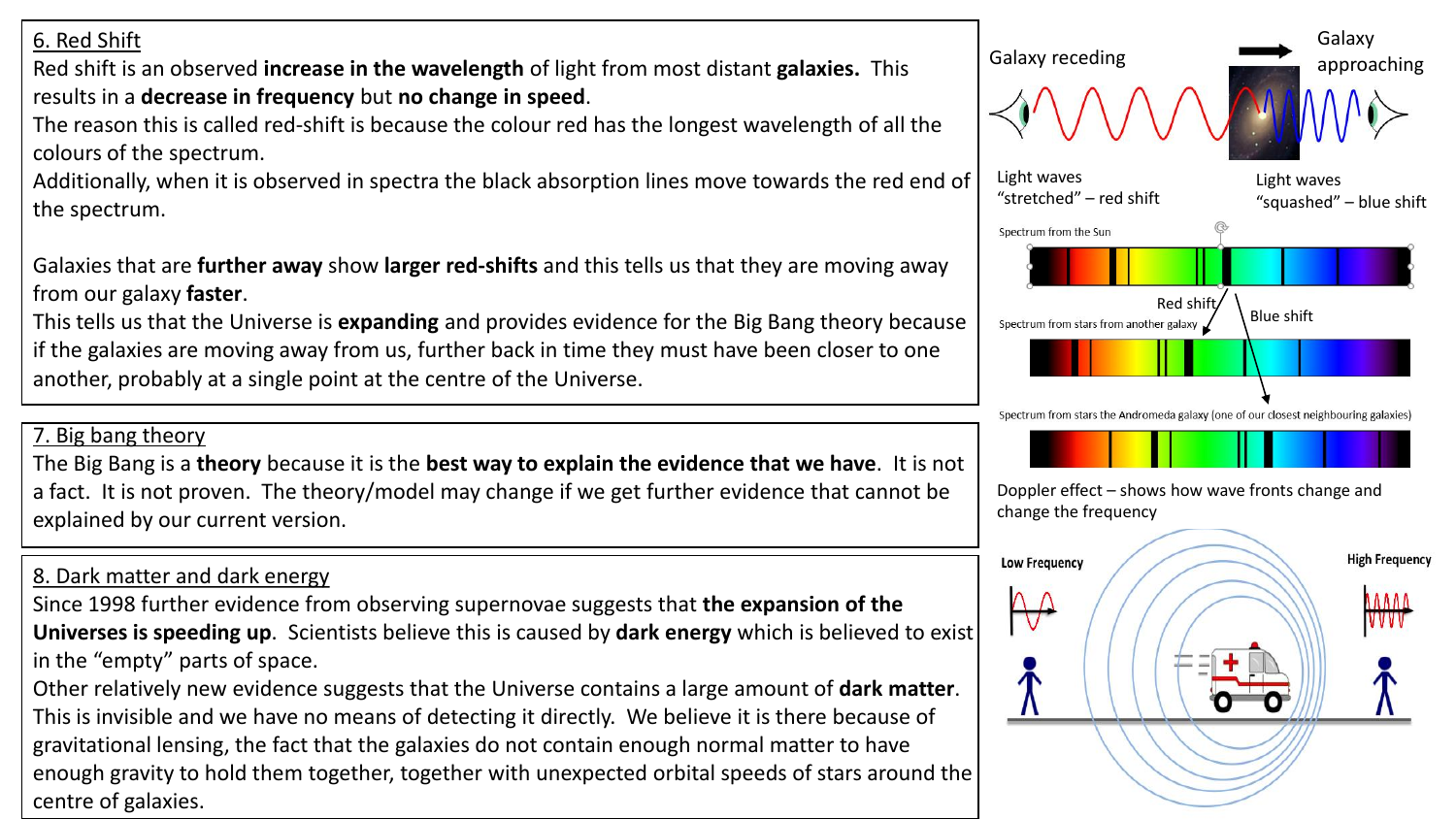## 6. Red Shift

Red shift is an observed **increase in the wavelength** of light from most distant **galaxies.** This results in a **decrease in frequency** but **no change in speed**.

The reason this is called red-shift is because the colour red has the longest wavelength of all the colours of the spectrum.

Additionally, when it is observed in spectra the black absorption lines move towards the red end of the spectrum.

Galaxies that are **further away** show **larger red-shifts** and this tells us that they are moving away from our galaxy **faster**.

This tells us that the Universe is **expanding** and provides evidence for the Big Bang theory because if the galaxies are moving away from us, further back in time they must have been closer to one another, probably at a single point at the centre of the Universe.

## 7. Big bang theory

The Big Bang is a **theory** because it is the **best way to explain the evidence that we have**. It is not a fact. It is not proven. The theory/model may change if we get further evidence that cannot be explained by our current version.

## 8. Dark matter and dark energy

Since 1998 further evidence from observing supernovae suggests that **the expansion of the Universes is speeding up**. Scientists believe this is caused by **dark energy** which is believed to exist in the "empty" parts of space.

Other relatively new evidence suggests that the Universe contains a large amount of **dark matter**. This is invisible and we have no means of detecting it directly. We believe it is there because of gravitational lensing, the fact that the galaxies do not contain enough normal matter to have enough gravity to hold them together, together with unexpected orbital speeds of stars around the centre of galaxies.

Galaxy receding

Galaxy approaching

Light waves "stretched" – red shift

Light waves "squashed" – blue shift

Spectrum from the Sun

Red shift

Blue shift

Spectrum from stars from another galaxy

Spectrum from stars the Andromeda galaxy (one of our closest neighbouring galaxies)

Doppler effect – shows how wave fronts change and change the frequency

Low Frequency

High Frequency